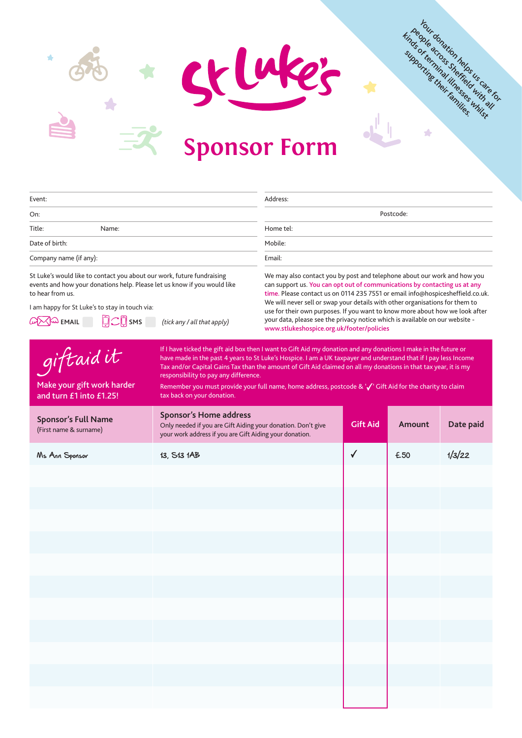# St Luke's

## Sponsor Form

Your donation helps us care for people across Sheffield with all kinds of terminal illnesses whilst supporting their families.

Event:

On:

Title: Name:

Date of birth:

Company name (if any):

Address:

Postcode:

Home tel:

Mobile:

Email:

St Luke's would like to contact you about our work, future fundraising events and how your donations help. Please let us know if you would like to hear from us.

I am happy for St Luke's to stay in touch via:

EMAIL ☐ SMS ☐ *(tick any / all that apply)*

We may also contact you by post and telephone about our work and how you can support us. You can opt out of communications by contacting us at any time. Please contact us on 0114 235 7551 or email info@hospicesheffield.co.uk. We will never sell or swap your details with other organisations for them to use for their own purposes. If you want to know more about how we look after your data, please see the privacy notice which is available on our website - www.stlukeshospice.org.uk/footer/policies

### giftaid it

Make your gift work harder and turn £1 into £1.25!

If I have ticked the gift aid box then I want to Gift Aid my donation and any donations I make in the future or have made in the past 4 years to St Luke's Hospice. I am a UK taxpayer and understand that if I pay less Income Tax and/or Capital Gains Tax than the amount of Gift Aid claimed on all my donations in that tax year, it is my responsibility to pay any difference.

Remember you must provide your full name, home address, postcode & '✓' Gift Aid for the charity to claim tax back on your donation.

| **Sponsor's Full Name** (First name & surname) | **Sponsor's Home address** Only needed if you are Gift Aiding your donation. Don't give your work address if you are Gift Aiding your donation. | **Gift Aid** | **Amount** | **Date paid** |
|---|---|---|---|---|
| Ms Ann Sponsor | 13, S13 1AB | ✓ | £50 | 1/3/22 |
| | | | | |
| | | | | |
| | | | | |
| | | | | |
| | | | | |
| | | | | |
| | | | | |
| | | | | |
| | | | | |
| | | | | |
| | | | | |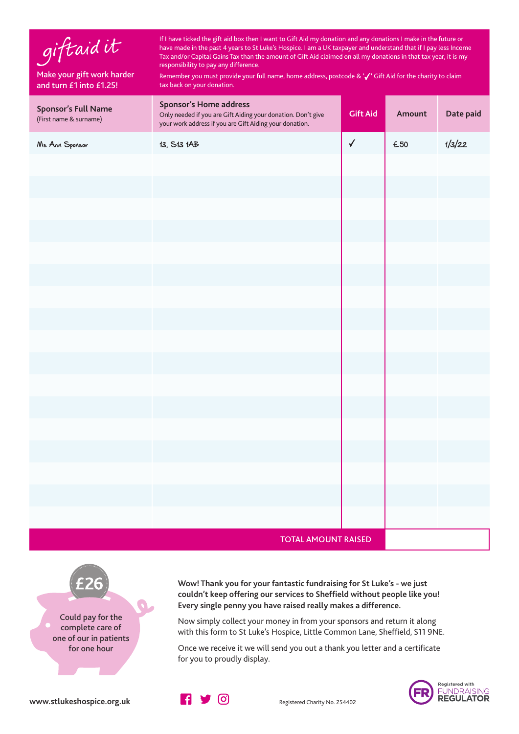# giftaid it

Make your gift work harder and turn £1 into £1.25!

If I have ticked the gift aid box then I want to Gift Aid my donation and any donations I make in the future or have made in the past 4 years to St Luke's Hospice. I am a UK taxpayer and understand that if I pay less Income Tax and/or Capital Gains Tax than the amount of Gift Aid claimed on all my donations in that tax year, it is my responsibility to pay any difference.

Remember you must provide your full name, home address, postcode & '✓' Gift Aid for the charity to claim tax back on your donation.

| Sponsor's Full Name (First name & surname) | Sponsor's Home address Only needed if you are Gift Aiding your donation. Don't give your work address if you are Gift Aiding your donation. | Gift Aid | Amount | Date paid |
|---|---|---|---|---|
| Ms Ann Sponsor | 13, S13 1AB | ✓ | £50 | 1/3/22 |
| | | | | |
| | | | | |
| | | | | |
| | | | | |
| | | | | |
| | | | | |
| | | | | |
| | | | | |
| | | | | |
| | | | | |
| | | | | |
| | | | | |
| | | | | |
| | | | | |
| | | | | |
| | | | | |
| | | | | |
| | | TOTAL AMOUNT RAISED | | |

£26

Could pay for the complete care of one of our in patients for one hour

**Wow! Thank you for your fantastic fundraising for St Luke's - we just couldn't keep offering our services to Sheffield without people like you! Every single penny you have raised really makes a difference.**

Now simply collect your money in from your sponsors and return it along with this form to St Luke's Hospice, Little Common Lane, Sheffield, S11 9NE.

Once we receive it we will send you out a thank you letter and a certificate for you to proudly display.

www.stlukeshospice.org.uk

Registered Charity No. 254402

Registered with FUNDRAISING REGULATOR